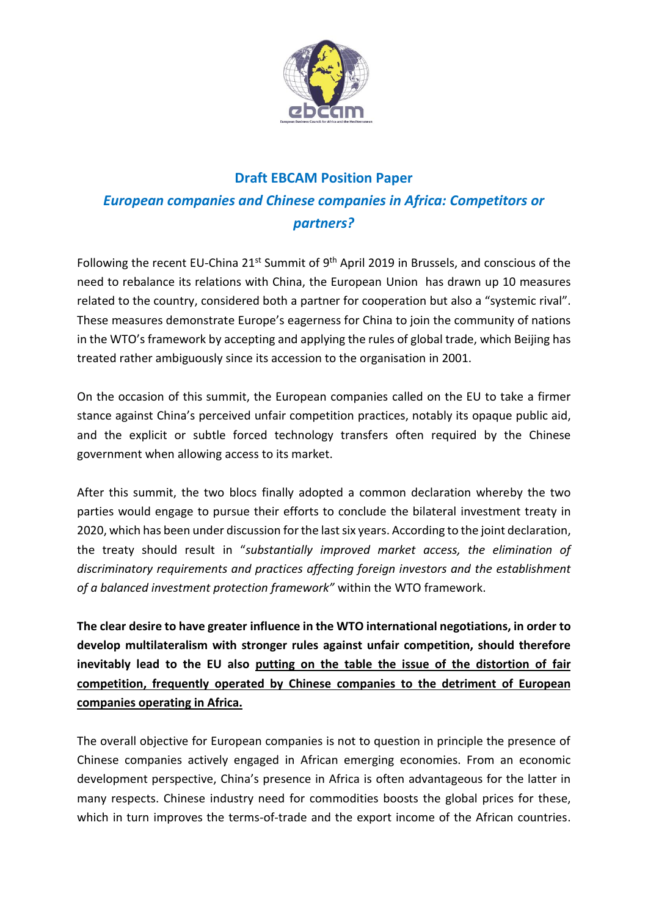## Draft EBCAM Position Paper

### *European companies and Chinese companies in Africa: Competitors or partners?*

Following the recent EU-China 21st Summit of 9th April 2019 in Brussels, and conscious of the need to rebalance its relations with China, the European Union has drawn up 10 measures related to the country, considered both a partner for cooperation but also a "systemic rival". These measures demonstrate Europe's eagerness for China to join the community of nations in the WTO's framework by accepting and applying the rules of global trade, which Beijing has treated rather ambiguously since its accession to the organisation in 2001.

On the occasion of this summit, the European companies called on the EU to take a firmer stance against China's perceived unfair competition practices, notably its opaque public aid, and the explicit or subtle forced technology transfers often required by the Chinese government when allowing access to its market.

After this summit, the two blocs finally adopted a common declaration whereby the two parties would engage to pursue their efforts to conclude the bilateral investment treaty in 2020, which has been under discussion for the last six years. According to the joint declaration, the treaty should result in "*substantially improved market access, the elimination of discriminatory requirements and practices affecting foreign investors and the establishment of a balanced investment protection framework"* within the WTO framework.

**The clear desire to have greater influence in the WTO international negotiations, in order to develop multilateralism with stronger rules against unfair competition, should therefore inevitably lead to the EU also <u>putting on the table the issue of the distortion of fair competition, frequently operated by Chinese companies to the detriment of European companies operating in Africa.</u>**

The overall objective for European companies is not to question in principle the presence of Chinese companies actively engaged in African emerging economies. From an economic development perspective, China's presence in Africa is often advantageous for the latter in many respects. Chinese industry need for commodities boosts the global prices for these, which in turn improves the terms-of-trade and the export income of the African countries.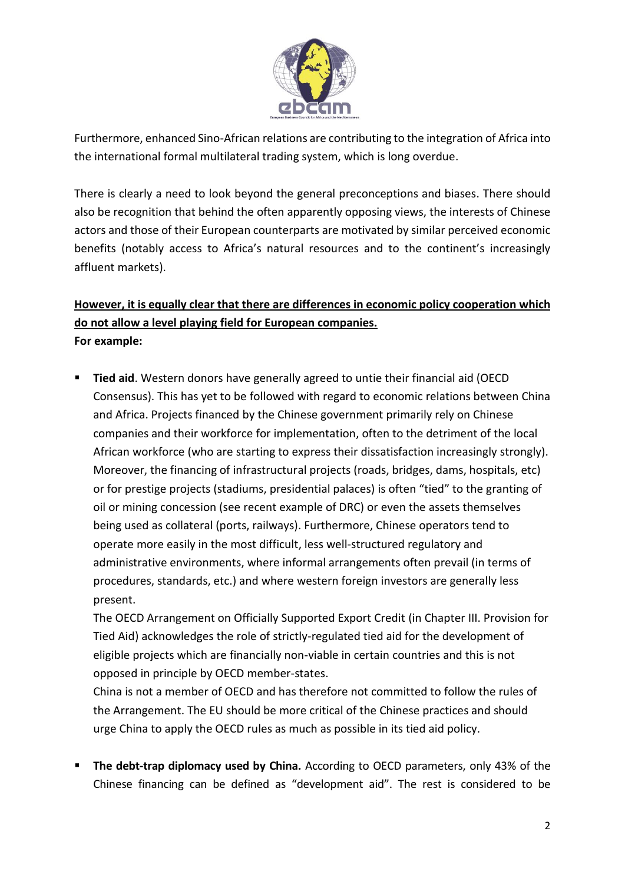Furthermore, enhanced Sino-African relations are contributing to the integration of Africa into the international formal multilateral trading system, which is long overdue.

There is clearly a need to look beyond the general preconceptions and biases. There should also be recognition that behind the often apparently opposing views, the interests of Chinese actors and those of their European counterparts are motivated by similar perceived economic benefits (notably access to Africa's natural resources and to the continent's increasingly affluent markets).

**<u>However, it is equally clear that there are differences in economic policy cooperation which do not allow a level playing field for European companies.</u>**
**For example:**

- **Tied aid**. Western donors have generally agreed to untie their financial aid (OECD Consensus). This has yet to be followed with regard to economic relations between China and Africa. Projects financed by the Chinese government primarily rely on Chinese companies and their workforce for implementation, often to the detriment of the local African workforce (who are starting to express their dissatisfaction increasingly strongly). Moreover, the financing of infrastructural projects (roads, bridges, dams, hospitals, etc) or for prestige projects (stadiums, presidential palaces) is often "tied" to the granting of oil or mining concession (see recent example of DRC) or even the assets themselves being used as collateral (ports, railways). Furthermore, Chinese operators tend to operate more easily in the most difficult, less well-structured regulatory and administrative environments, where informal arrangements often prevail (in terms of procedures, standards, etc.) and where western foreign investors are generally less present.
  The OECD Arrangement on Officially Supported Export Credit (in Chapter III. Provision for Tied Aid) acknowledges the role of strictly-regulated tied aid for the development of eligible projects which are financially non-viable in certain countries and this is not opposed in principle by OECD member-states.
  China is not a member of OECD and has therefore not committed to follow the rules of the Arrangement. The EU should be more critical of the Chinese practices and should urge China to apply the OECD rules as much as possible in its tied aid policy.

- **The debt-trap diplomacy used by China.** According to OECD parameters, only 43% of the Chinese financing can be defined as "development aid". The rest is considered to be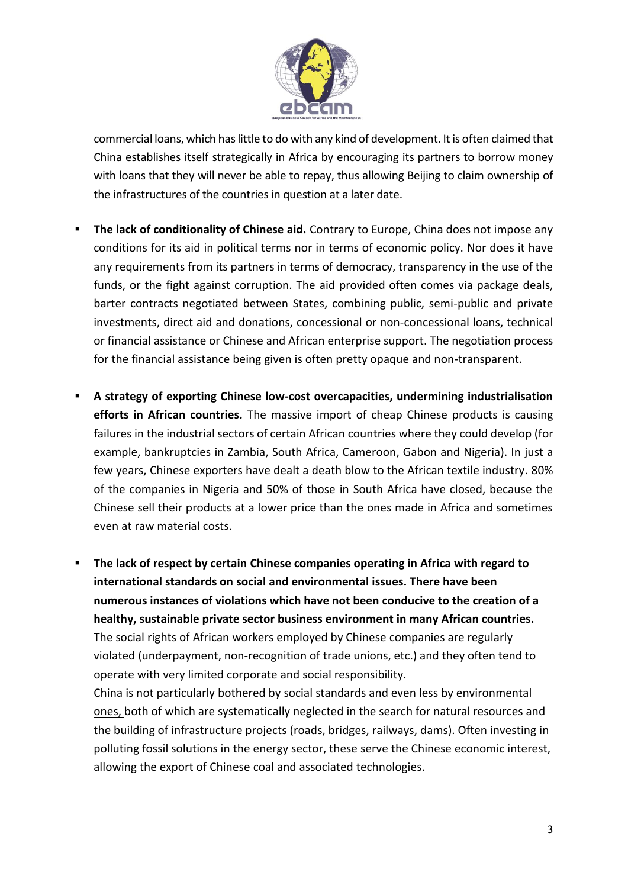commercial loans, which has little to do with any kind of development. It is often claimed that China establishes itself strategically in Africa by encouraging its partners to borrow money with loans that they will never be able to repay, thus allowing Beijing to claim ownership of the infrastructures of the countries in question at a later date.

- **The lack of conditionality of Chinese aid.** Contrary to Europe, China does not impose any conditions for its aid in political terms nor in terms of economic policy. Nor does it have any requirements from its partners in terms of democracy, transparency in the use of the funds, or the fight against corruption. The aid provided often comes via package deals, barter contracts negotiated between States, combining public, semi-public and private investments, direct aid and donations, concessional or non-concessional loans, technical or financial assistance or Chinese and African enterprise support. The negotiation process for the financial assistance being given is often pretty opaque and non-transparent.

- **A strategy of exporting Chinese low-cost overcapacities, undermining industrialisation efforts in African countries.** The massive import of cheap Chinese products is causing failures in the industrial sectors of certain African countries where they could develop (for example, bankruptcies in Zambia, South Africa, Cameroon, Gabon and Nigeria). In just a few years, Chinese exporters have dealt a death blow to the African textile industry. 80% of the companies in Nigeria and 50% of those in South Africa have closed, because the Chinese sell their products at a lower price than the ones made in Africa and sometimes even at raw material costs.

- **The lack of respect by certain Chinese companies operating in Africa with regard to international standards on social and environmental issues. There have been numerous instances of violations which have not been conducive to the creation of a healthy, sustainable private sector business environment in many African countries.** The social rights of African workers employed by Chinese companies are regularly violated (underpayment, non-recognition of trade unions, etc.) and they often tend to operate with very limited corporate and social responsibility.
  China is not particularly bothered by social standards and even less by environmental ones, both of which are systematically neglected in the search for natural resources and the building of infrastructure projects (roads, bridges, railways, dams). Often investing in polluting fossil solutions in the energy sector, these serve the Chinese economic interest, allowing the export of Chinese coal and associated technologies.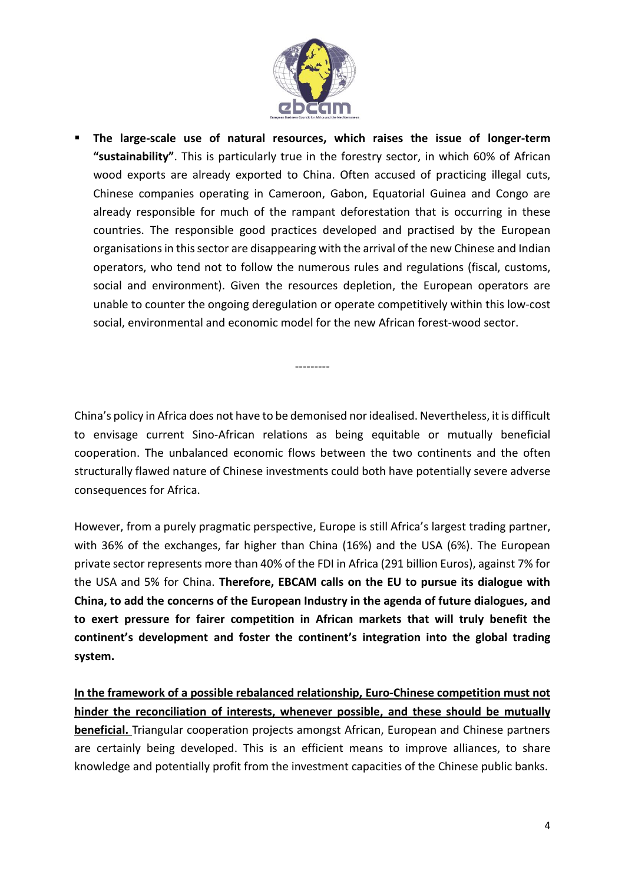- **The large-scale use of natural resources, which raises the issue of longer-term "sustainability"**. This is particularly true in the forestry sector, in which 60% of African wood exports are already exported to China. Often accused of practicing illegal cuts, Chinese companies operating in Cameroon, Gabon, Equatorial Guinea and Congo are already responsible for much of the rampant deforestation that is occurring in these countries. The responsible good practices developed and practised by the European organisations in this sector are disappearing with the arrival of the new Chinese and Indian operators, who tend not to follow the numerous rules and regulations (fiscal, customs, social and environment). Given the resources depletion, the European operators are unable to counter the ongoing deregulation or operate competitively within this low-cost social, environmental and economic model for the new African forest-wood sector.

---------

China's policy in Africa does not have to be demonised nor idealised. Nevertheless, it is difficult to envisage current Sino-African relations as being equitable or mutually beneficial cooperation. The unbalanced economic flows between the two continents and the often structurally flawed nature of Chinese investments could both have potentially severe adverse consequences for Africa.

However, from a purely pragmatic perspective, Europe is still Africa's largest trading partner, with 36% of the exchanges, far higher than China (16%) and the USA (6%). The European private sector represents more than 40% of the FDI in Africa (291 billion Euros), against 7% for the USA and 5% for China. **Therefore, EBCAM calls on the EU to pursue its dialogue with China, to add the concerns of the European Industry in the agenda of future dialogues, and to exert pressure for fairer competition in African markets that will truly benefit the continent's development and foster the continent's integration into the global trading system.**

**<u>In the framework of a possible rebalanced relationship, Euro-Chinese competition must not hinder the reconciliation of interests, whenever possible, and these should be mutually beneficial.</u>** Triangular cooperation projects amongst African, European and Chinese partners are certainly being developed. This is an efficient means to improve alliances, to share knowledge and potentially profit from the investment capacities of the Chinese public banks.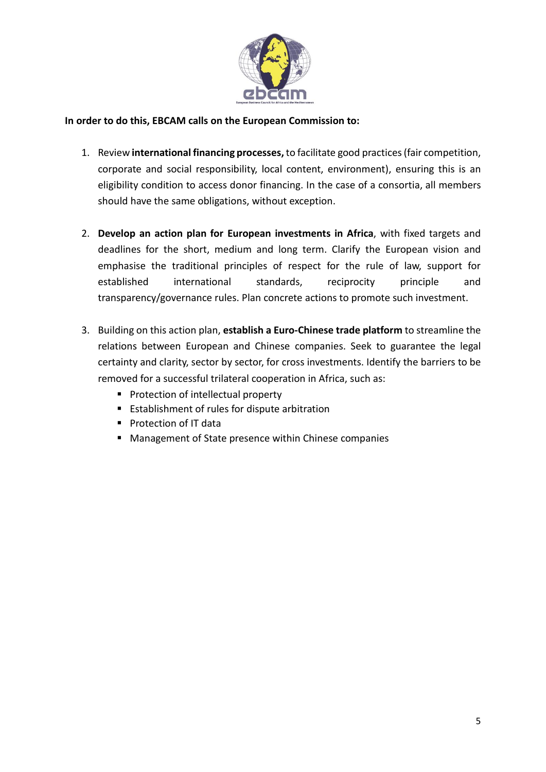**In order to do this, EBCAM calls on the European Commission to:**

1. Review **international financing processes,** to facilitate good practices (fair competition, corporate and social responsibility, local content, environment), ensuring this is an eligibility condition to access donor financing. In the case of a consortia, all members should have the same obligations, without exception.

2. **Develop an action plan for European investments in Africa**, with fixed targets and deadlines for the short, medium and long term. Clarify the European vision and emphasise the traditional principles of respect for the rule of law, support for established international standards, reciprocity principle and transparency/governance rules. Plan concrete actions to promote such investment.

3. Building on this action plan, **establish a Euro-Chinese trade platform** to streamline the relations between European and Chinese companies. Seek to guarantee the legal certainty and clarity, sector by sector, for cross investments. Identify the barriers to be removed for a successful trilateral cooperation in Africa, such as:
   - Protection of intellectual property
   - Establishment of rules for dispute arbitration
   - Protection of IT data
   - Management of State presence within Chinese companies